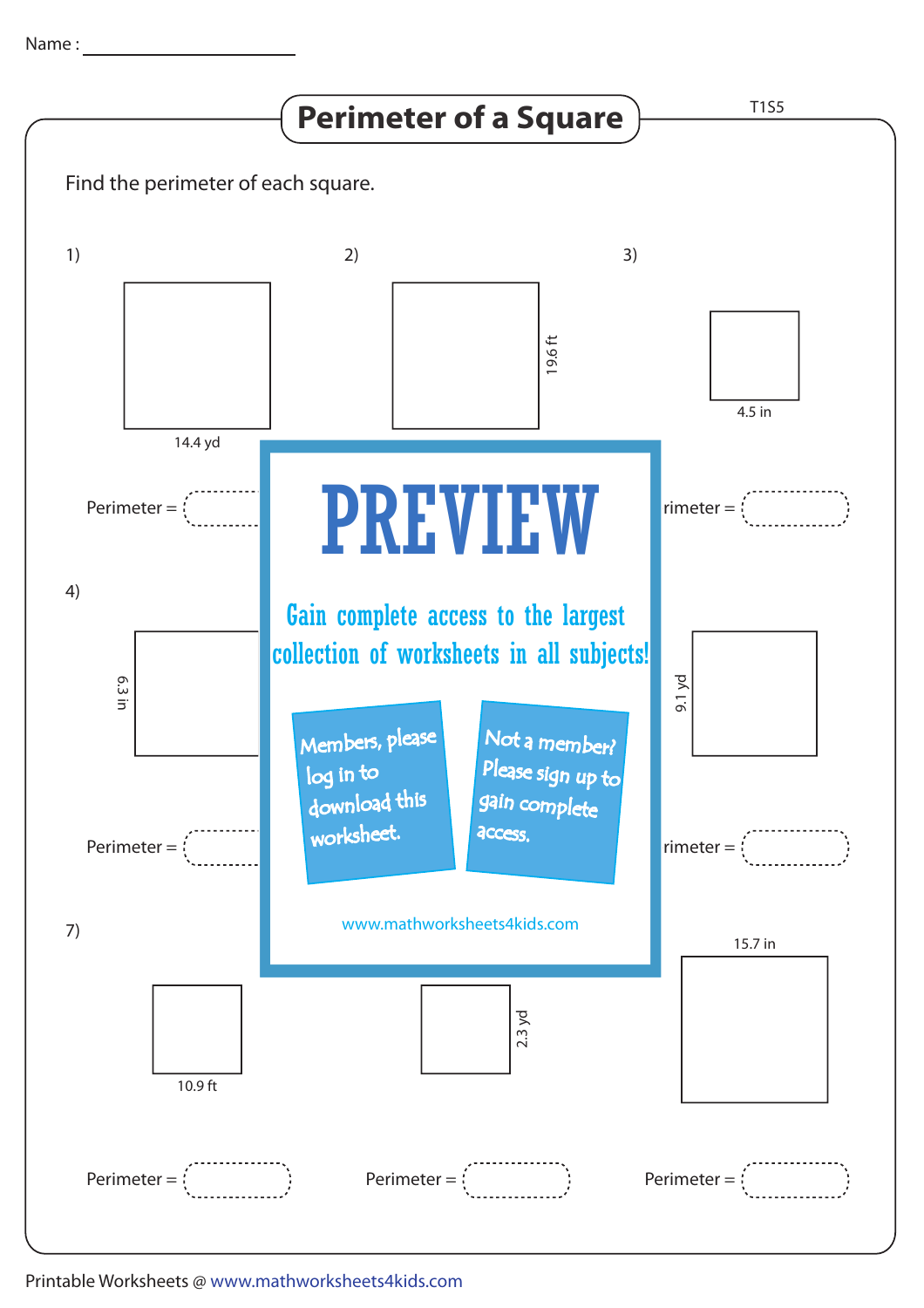Name : ____________________

# Perimeter of a Square

T1S5

Find the perimeter of each square.

1) 14.4 yd

Perimeter = 

2) 19.6 ft

3) 4.5 in

rimeter = 

4) 6.3 in

Perimeter = 

9.1 yd

rimeter = 

**PREVIEW**

Gain complete access to the largest collection of worksheets in all subjects!

Members, please log in to download this worksheet.

Not a member? Please sign up to gain complete access.

www.mathworksheets4kids.com

7) 10.9 ft

Perimeter = 

2.3 yd

Perimeter = 

15.7 in

Perimeter = 

Printable Worksheets @ www.mathworksheets4kids.com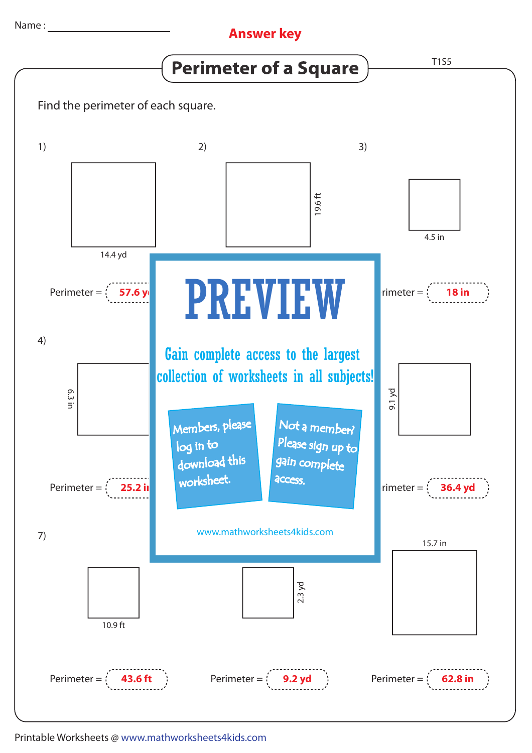Name : ____________________

**Answer key**

# Perimeter of a Square

T1S5

Find the perimeter of each square.

1)

14.4 yd

Perimeter = **57.6 y**

2)

19.6 ft

3)

4.5 in

rimeter = **18 in**

4)

6.3 in

Perimeter = **25.2 i**

9.1 yd

rimeter = **36.4 yd**

**PREVIEW**

Gain complete access to the largest collection of worksheets in all subjects!

Members, please log in to download this worksheet.

Not a member? Please sign up to gain complete access.

www.mathworksheets4kids.com

7)

10.9 ft

Perimeter = **43.6 ft**

2.3 yd

Perimeter = **9.2 yd**

15.7 in

Perimeter = **62.8 in**

Printable Worksheets @ www.mathworksheets4kids.com